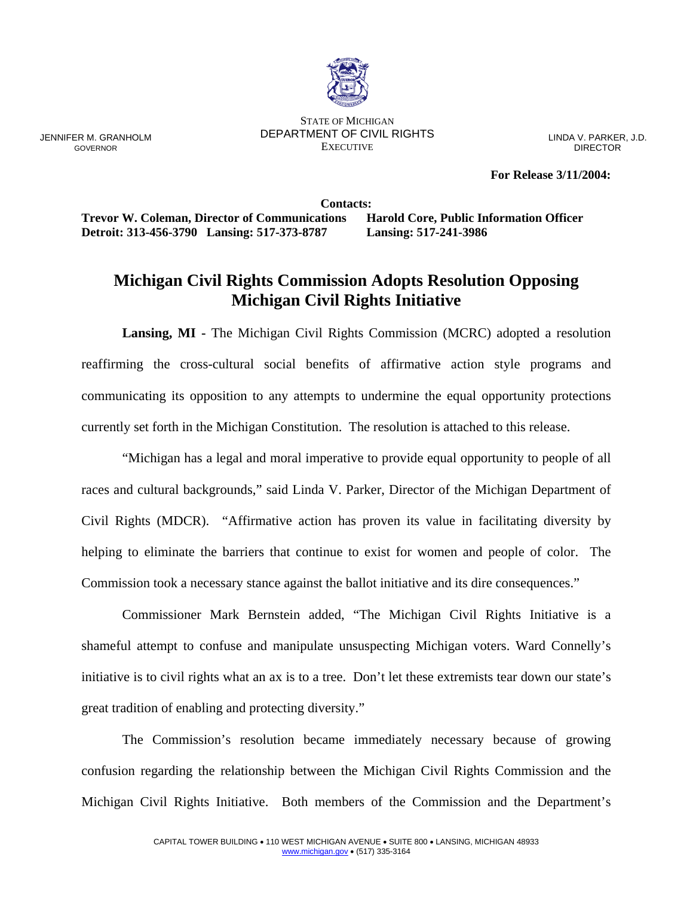JENNIFER M. GRANHOLM
GOVERNOR

STATE OF MICHIGAN
DEPARTMENT OF CIVIL RIGHTS
EXECUTIVE

LINDA V. PARKER, J.D.
DIRECTOR

**For Release 3/11/2004:**

**Contacts:**

**Trevor W. Coleman, Director of Communications**
**Detroit: 313-456-3790 Lansing: 517-373-8787**

**Harold Core, Public Information Officer**
**Lansing: 517-241-3986**

# Michigan Civil Rights Commission Adopts Resolution Opposing Michigan Civil Rights Initiative

**Lansing, MI -** The Michigan Civil Rights Commission (MCRC) adopted a resolution reaffirming the cross-cultural social benefits of affirmative action style programs and communicating its opposition to any attempts to undermine the equal opportunity protections currently set forth in the Michigan Constitution. The resolution is attached to this release.

"Michigan has a legal and moral imperative to provide equal opportunity to people of all races and cultural backgrounds," said Linda V. Parker, Director of the Michigan Department of Civil Rights (MDCR). "Affirmative action has proven its value in facilitating diversity by helping to eliminate the barriers that continue to exist for women and people of color. The Commission took a necessary stance against the ballot initiative and its dire consequences."

Commissioner Mark Bernstein added, "The Michigan Civil Rights Initiative is a shameful attempt to confuse and manipulate unsuspecting Michigan voters. Ward Connelly's initiative is to civil rights what an ax is to a tree. Don't let these extremists tear down our state's great tradition of enabling and protecting diversity."

The Commission's resolution became immediately necessary because of growing confusion regarding the relationship between the Michigan Civil Rights Commission and the Michigan Civil Rights Initiative. Both members of the Commission and the Department's

CAPITAL TOWER BUILDING • 110 WEST MICHIGAN AVENUE • SUITE 800 • LANSING, MICHIGAN 48933
www.michigan.gov • (517) 335-3164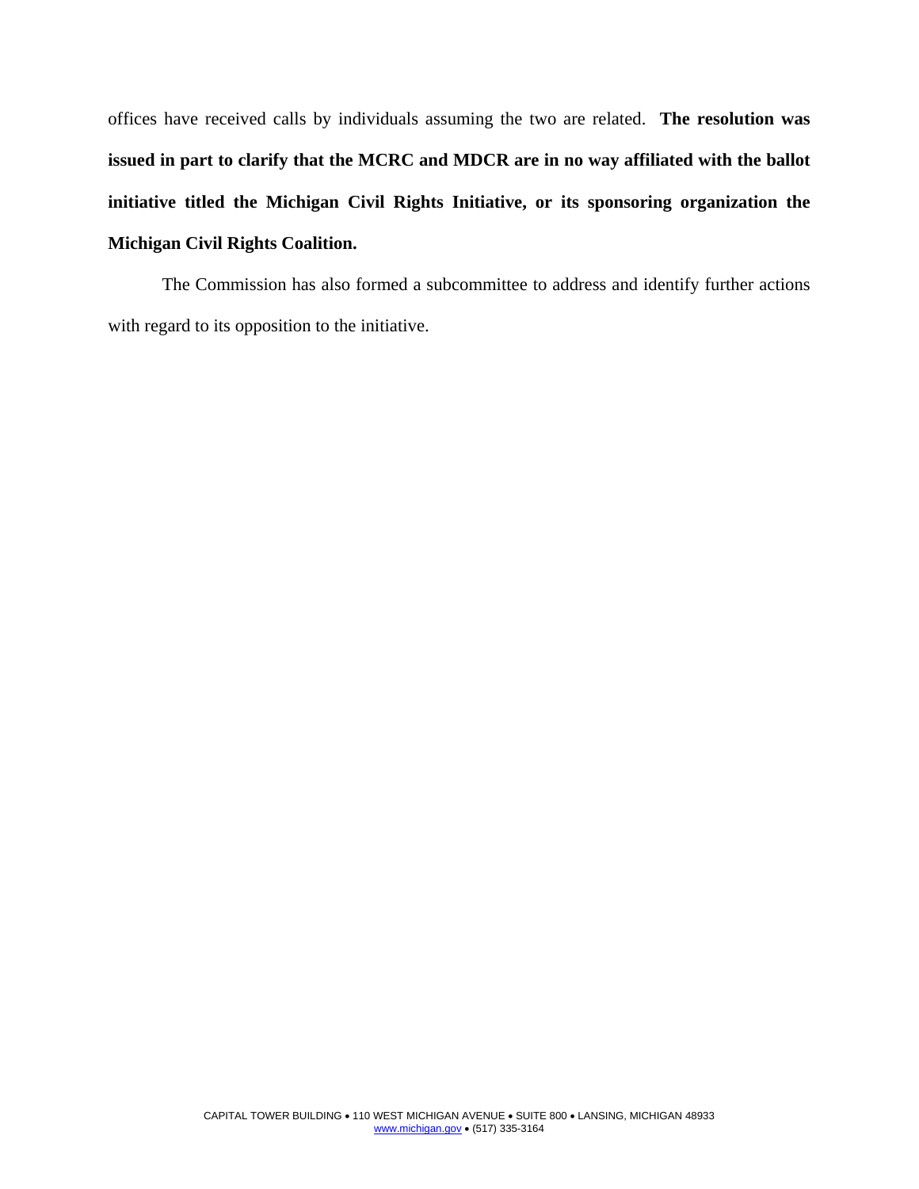offices have received calls by individuals assuming the two are related. **The resolution was issued in part to clarify that the MCRC and MDCR are in no way affiliated with the ballot initiative titled the Michigan Civil Rights Initiative, or its sponsoring organization the Michigan Civil Rights Coalition.**

The Commission has also formed a subcommittee to address and identify further actions with regard to its opposition to the initiative.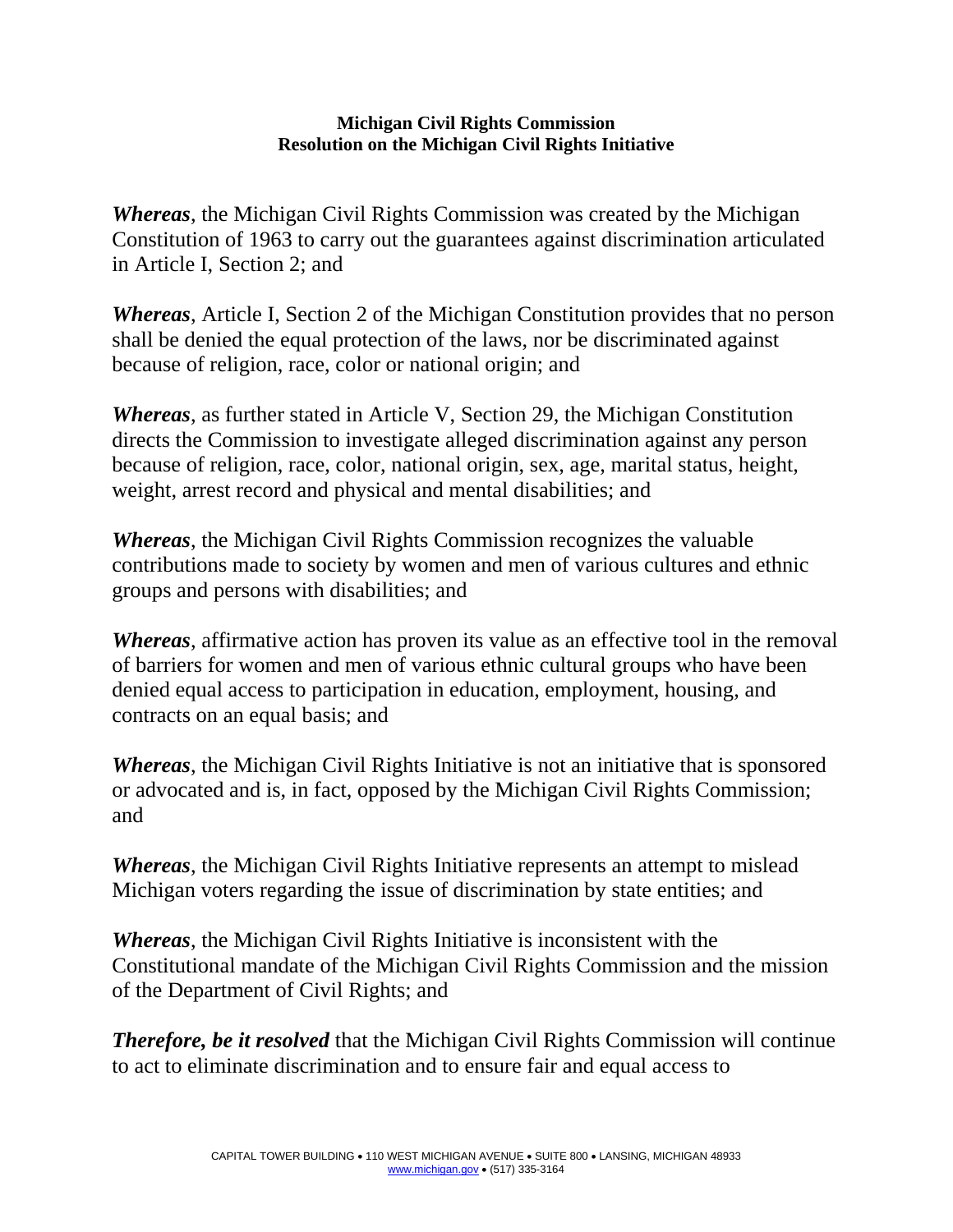**Michigan Civil Rights Commission**
**Resolution on the Michigan Civil Rights Initiative**

***Whereas***, the Michigan Civil Rights Commission was created by the Michigan Constitution of 1963 to carry out the guarantees against discrimination articulated in Article I, Section 2; and

***Whereas***, Article I, Section 2 of the Michigan Constitution provides that no person shall be denied the equal protection of the laws, nor be discriminated against because of religion, race, color or national origin; and

***Whereas***, as further stated in Article V, Section 29, the Michigan Constitution directs the Commission to investigate alleged discrimination against any person because of religion, race, color, national origin, sex, age, marital status, height, weight, arrest record and physical and mental disabilities; and

***Whereas***, the Michigan Civil Rights Commission recognizes the valuable contributions made to society by women and men of various cultures and ethnic groups and persons with disabilities; and

***Whereas***, affirmative action has proven its value as an effective tool in the removal of barriers for women and men of various ethnic cultural groups who have been denied equal access to participation in education, employment, housing, and contracts on an equal basis; and

***Whereas***, the Michigan Civil Rights Initiative is not an initiative that is sponsored or advocated and is, in fact, opposed by the Michigan Civil Rights Commission; and

***Whereas***, the Michigan Civil Rights Initiative represents an attempt to mislead Michigan voters regarding the issue of discrimination by state entities; and

***Whereas***, the Michigan Civil Rights Initiative is inconsistent with the Constitutional mandate of the Michigan Civil Rights Commission and the mission of the Department of Civil Rights; and

***Therefore, be it resolved*** that the Michigan Civil Rights Commission will continue to act to eliminate discrimination and to ensure fair and equal access to

CAPITAL TOWER BUILDING • 110 WEST MICHIGAN AVENUE • SUITE 800 • LANSING, MICHIGAN 48933
www.michigan.gov • (517) 335-3164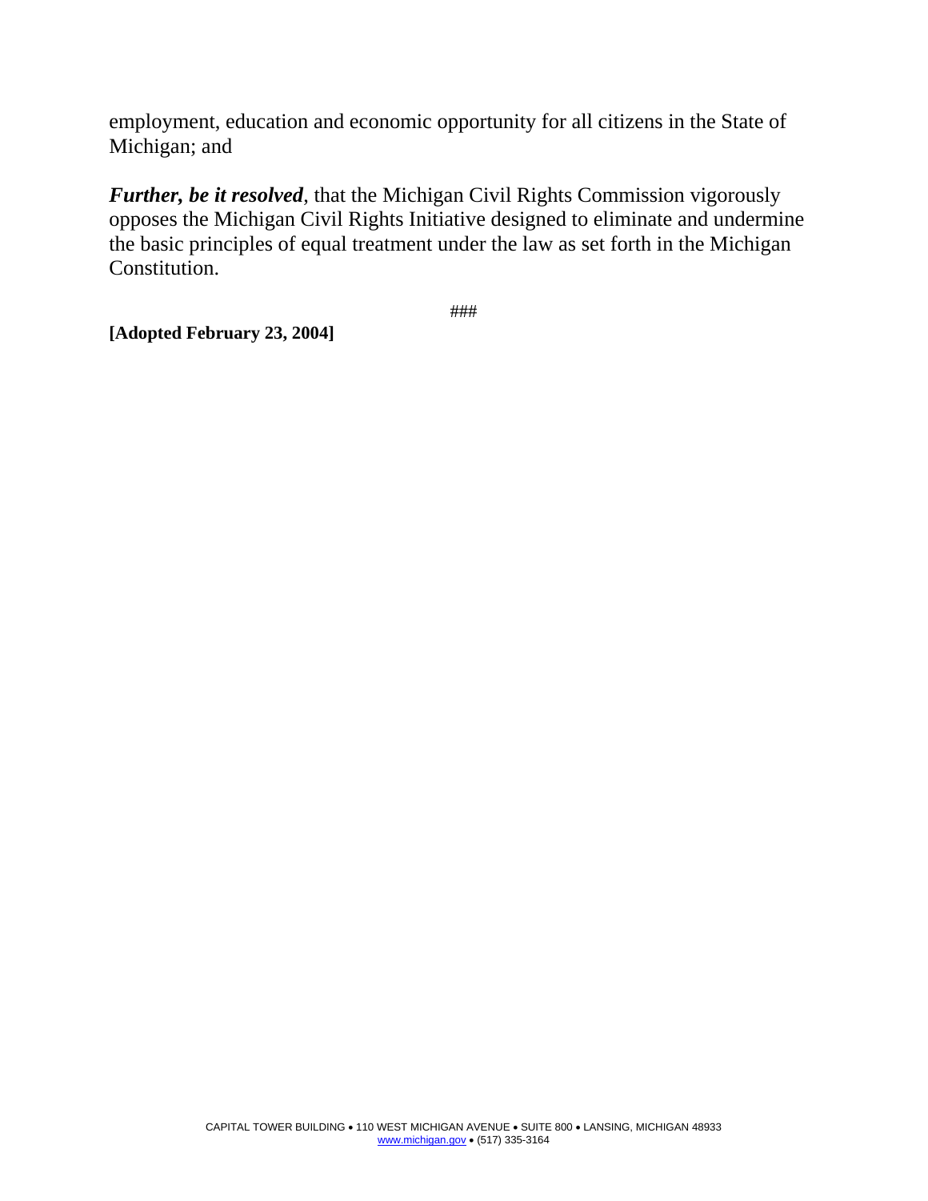employment, education and economic opportunity for all citizens in the State of Michigan; and

***Further, be it resolved***, that the Michigan Civil Rights Commission vigorously opposes the Michigan Civil Rights Initiative designed to eliminate and undermine the basic principles of equal treatment under the law as set forth in the Michigan Constitution.

###

**[Adopted February 23, 2004]**